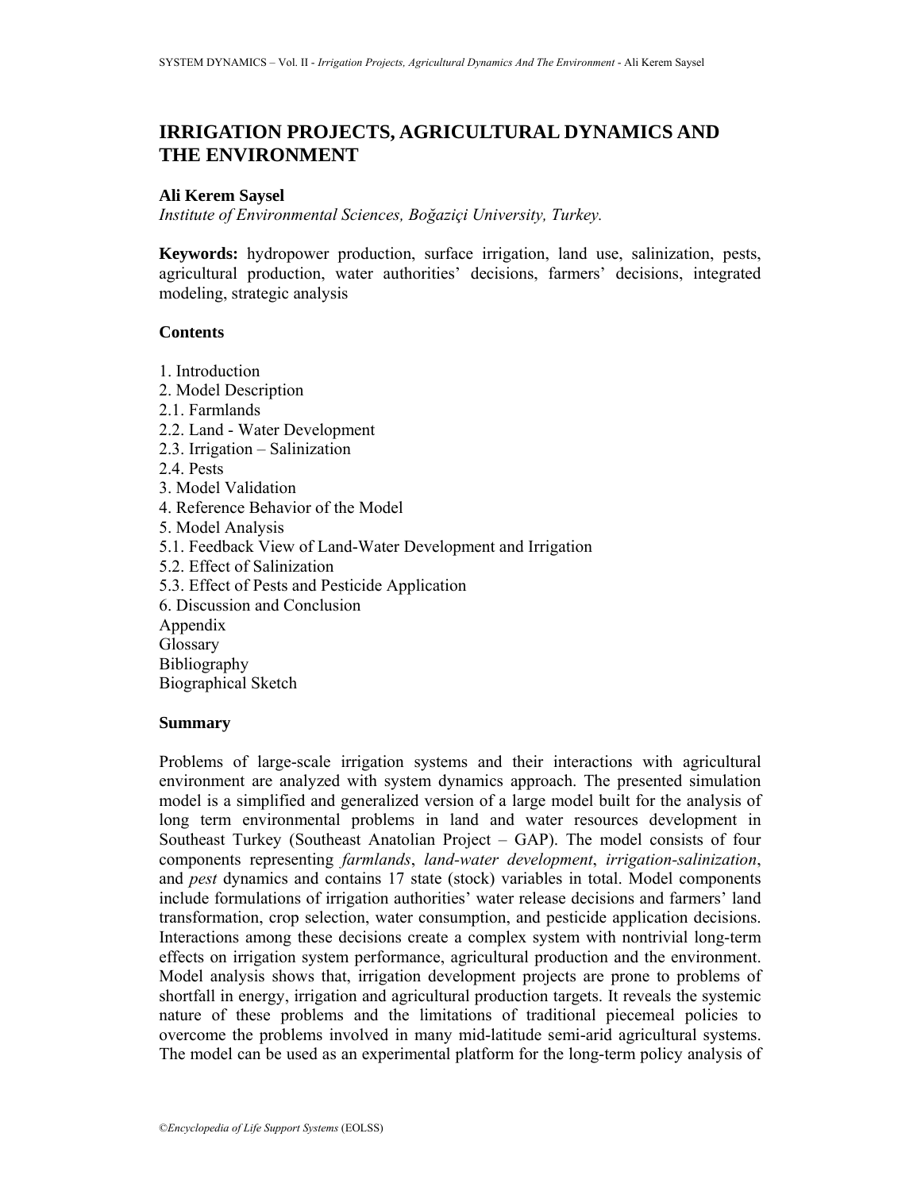# IRRIGATION PROJECTS, AGRICULTURAL DYNAMICS AND THE ENVIRONMENT

**Ali Kerem Saysel**

*Institute of Environmental Sciences, Boğaziçi University, Turkey.*

**Keywords:** hydropower production, surface irrigation, land use, salinization, pests, agricultural production, water authorities' decisions, farmers' decisions, integrated modeling, strategic analysis

## Contents

1. Introduction
2. Model Description
2.1. Farmlands
2.2. Land - Water Development
2.3. Irrigation – Salinization
2.4. Pests
3. Model Validation
4. Reference Behavior of the Model
5. Model Analysis
5.1. Feedback View of Land-Water Development and Irrigation
5.2. Effect of Salinization
5.3. Effect of Pests and Pesticide Application
6. Discussion and Conclusion

Appendix
Glossary
Bibliography
Biographical Sketch

## Summary

Problems of large-scale irrigation systems and their interactions with agricultural environment are analyzed with system dynamics approach. The presented simulation model is a simplified and generalized version of a large model built for the analysis of long term environmental problems in land and water resources development in Southeast Turkey (Southeast Anatolian Project – GAP). The model consists of four components representing *farmlands*, *land-water development*, *irrigation-salinization*, and *pest* dynamics and contains 17 state (stock) variables in total. Model components include formulations of irrigation authorities' water release decisions and farmers' land transformation, crop selection, water consumption, and pesticide application decisions. Interactions among these decisions create a complex system with nontrivial long-term effects on irrigation system performance, agricultural production and the environment. Model analysis shows that, irrigation development projects are prone to problems of shortfall in energy, irrigation and agricultural production targets. It reveals the systemic nature of these problems and the limitations of traditional piecemeal policies to overcome the problems involved in many mid-latitude semi-arid agricultural systems. The model can be used as an experimental platform for the long-term policy analysis of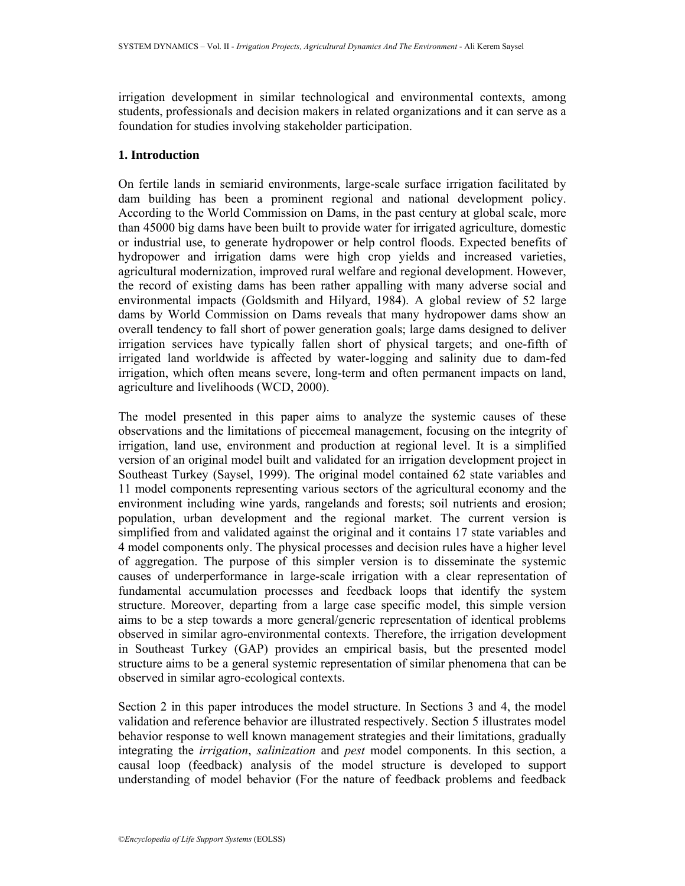irrigation development in similar technological and environmental contexts, among students, professionals and decision makers in related organizations and it can serve as a foundation for studies involving stakeholder participation.

## 1. Introduction

On fertile lands in semiarid environments, large-scale surface irrigation facilitated by dam building has been a prominent regional and national development policy. According to the World Commission on Dams, in the past century at global scale, more than 45000 big dams have been built to provide water for irrigated agriculture, domestic or industrial use, to generate hydropower or help control floods. Expected benefits of hydropower and irrigation dams were high crop yields and increased varieties, agricultural modernization, improved rural welfare and regional development. However, the record of existing dams has been rather appalling with many adverse social and environmental impacts (Goldsmith and Hilyard, 1984). A global review of 52 large dams by World Commission on Dams reveals that many hydropower dams show an overall tendency to fall short of power generation goals; large dams designed to deliver irrigation services have typically fallen short of physical targets; and one-fifth of irrigated land worldwide is affected by water-logging and salinity due to dam-fed irrigation, which often means severe, long-term and often permanent impacts on land, agriculture and livelihoods (WCD, 2000).

The model presented in this paper aims to analyze the systemic causes of these observations and the limitations of piecemeal management, focusing on the integrity of irrigation, land use, environment and production at regional level. It is a simplified version of an original model built and validated for an irrigation development project in Southeast Turkey (Saysel, 1999). The original model contained 62 state variables and 11 model components representing various sectors of the agricultural economy and the environment including wine yards, rangelands and forests; soil nutrients and erosion; population, urban development and the regional market. The current version is simplified from and validated against the original and it contains 17 state variables and 4 model components only. The physical processes and decision rules have a higher level of aggregation. The purpose of this simpler version is to disseminate the systemic causes of underperformance in large-scale irrigation with a clear representation of fundamental accumulation processes and feedback loops that identify the system structure. Moreover, departing from a large case specific model, this simple version aims to be a step towards a more general/generic representation of identical problems observed in similar agro-environmental contexts. Therefore, the irrigation development in Southeast Turkey (GAP) provides an empirical basis, but the presented model structure aims to be a general systemic representation of similar phenomena that can be observed in similar agro-ecological contexts.

Section 2 in this paper introduces the model structure. In Sections 3 and 4, the model validation and reference behavior are illustrated respectively. Section 5 illustrates model behavior response to well known management strategies and their limitations, gradually integrating the *irrigation*, *salinization* and *pest* model components. In this section, a causal loop (feedback) analysis of the model structure is developed to support understanding of model behavior (For the nature of feedback problems and feedback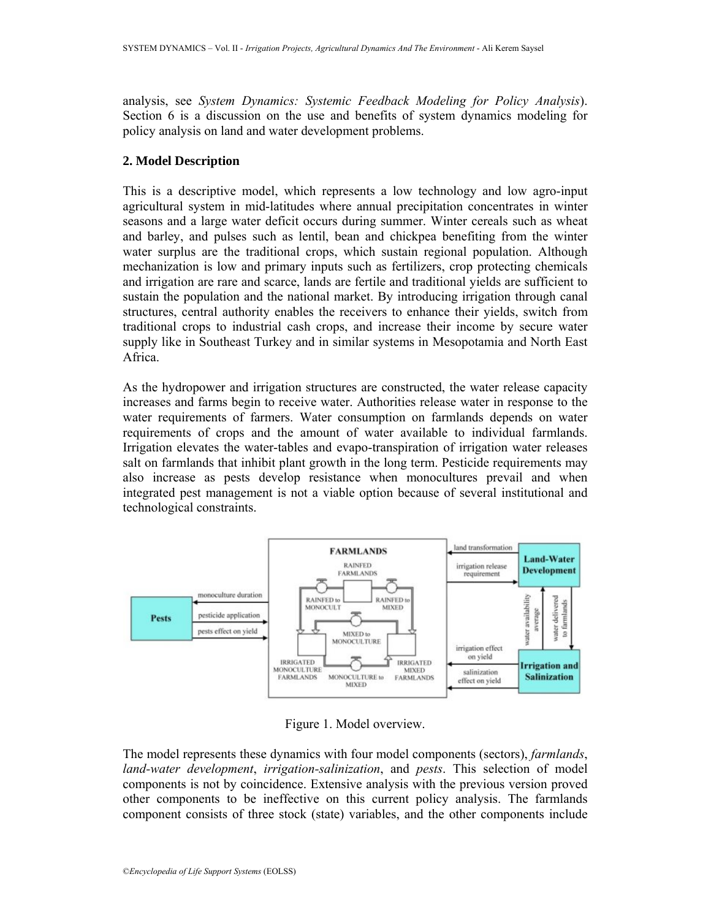analysis, see *System Dynamics: Systemic Feedback Modeling for Policy Analysis*). Section 6 is a discussion on the use and benefits of system dynamics modeling for policy analysis on land and water development problems.

## 2. Model Description

This is a descriptive model, which represents a low technology and low agro-input agricultural system in mid-latitudes where annual precipitation concentrates in winter seasons and a large water deficit occurs during summer. Winter cereals such as wheat and barley, and pulses such as lentil, bean and chickpea benefiting from the winter water surplus are the traditional crops, which sustain regional population. Although mechanization is low and primary inputs such as fertilizers, crop protecting chemicals and irrigation are rare and scarce, lands are fertile and traditional yields are sufficient to sustain the population and the national market. By introducing irrigation through canal structures, central authority enables the receivers to enhance their yields, switch from traditional crops to industrial cash crops, and increase their income by secure water supply like in Southeast Turkey and in similar systems in Mesopotamia and North East Africa.

As the hydropower and irrigation structures are constructed, the water release capacity increases and farms begin to receive water. Authorities release water in response to the water requirements of farmers. Water consumption on farmlands depends on water requirements of crops and the amount of water available to individual farmlands. Irrigation elevates the water-tables and evapo-transpiration of irrigation water releases salt on farmlands that inhibit plant growth in the long term. Pesticide requirements may also increase as pests develop resistance when monocultures prevail and when integrated pest management is not a viable option because of several institutional and technological constraints.

Figure 1. Model overview.

The model represents these dynamics with four model components (sectors), *farmlands*, *land-water development*, *irrigation-salinization*, and *pests*. This selection of model components is not by coincidence. Extensive analysis with the previous version proved other components to be ineffective on this current policy analysis. The farmlands component consists of three stock (state) variables, and the other components include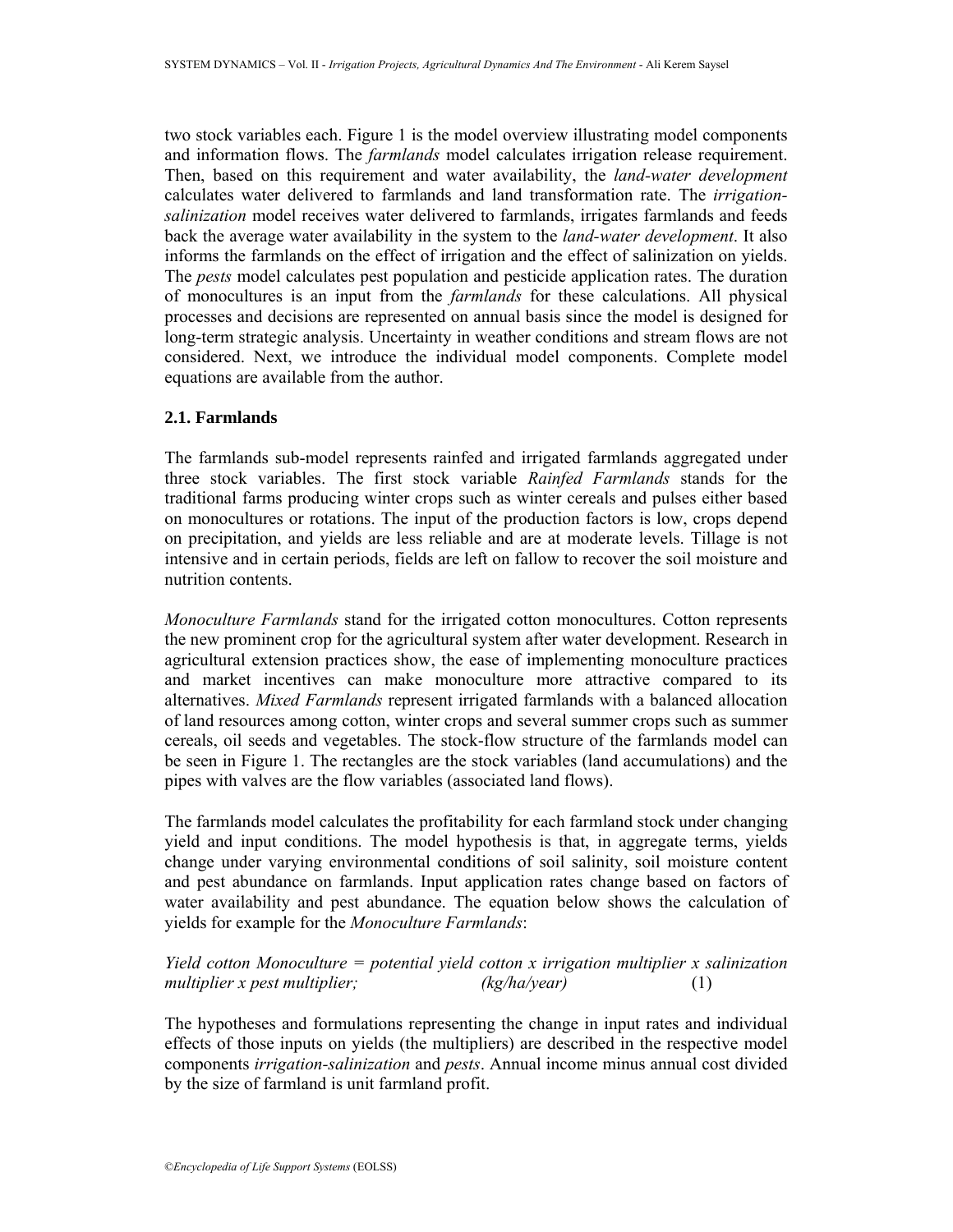two stock variables each. Figure 1 is the model overview illustrating model components and information flows. The *farmlands* model calculates irrigation release requirement. Then, based on this requirement and water availability, the *land-water development* calculates water delivered to farmlands and land transformation rate. The *irrigation-salinization* model receives water delivered to farmlands, irrigates farmlands and feeds back the average water availability in the system to the *land-water development*. It also informs the farmlands on the effect of irrigation and the effect of salinization on yields. The *pests* model calculates pest population and pesticide application rates. The duration of monocultures is an input from the *farmlands* for these calculations. All physical processes and decisions are represented on annual basis since the model is designed for long-term strategic analysis. Uncertainty in weather conditions and stream flows are not considered. Next, we introduce the individual model components. Complete model equations are available from the author.

### 2.1. Farmlands

The farmlands sub-model represents rainfed and irrigated farmlands aggregated under three stock variables. The first stock variable *Rainfed Farmlands* stands for the traditional farms producing winter crops such as winter cereals and pulses either based on monocultures or rotations. The input of the production factors is low, crops depend on precipitation, and yields are less reliable and are at moderate levels. Tillage is not intensive and in certain periods, fields are left on fallow to recover the soil moisture and nutrition contents.

*Monoculture Farmlands* stand for the irrigated cotton monocultures. Cotton represents the new prominent crop for the agricultural system after water development. Research in agricultural extension practices show, the ease of implementing monoculture practices and market incentives can make monoculture more attractive compared to its alternatives. *Mixed Farmlands* represent irrigated farmlands with a balanced allocation of land resources among cotton, winter crops and several summer crops such as summer cereals, oil seeds and vegetables. The stock-flow structure of the farmlands model can be seen in Figure 1. The rectangles are the stock variables (land accumulations) and the pipes with valves are the flow variables (associated land flows).

The farmlands model calculates the profitability for each farmland stock under changing yield and input conditions. The model hypothesis is that, in aggregate terms, yields change under varying environmental conditions of soil salinity, soil moisture content and pest abundance on farmlands. Input application rates change based on factors of water availability and pest abundance. The equation below shows the calculation of yields for example for the *Monoculture Farmlands*:

*Yield cotton Monoculture = potential yield cotton x irrigation multiplier x salinization multiplier x pest multiplier;* *(kg/ha/year)* (1)

The hypotheses and formulations representing the change in input rates and individual effects of those inputs on yields (the multipliers) are described in the respective model components *irrigation-salinization* and *pests*. Annual income minus annual cost divided by the size of farmland is unit farmland profit.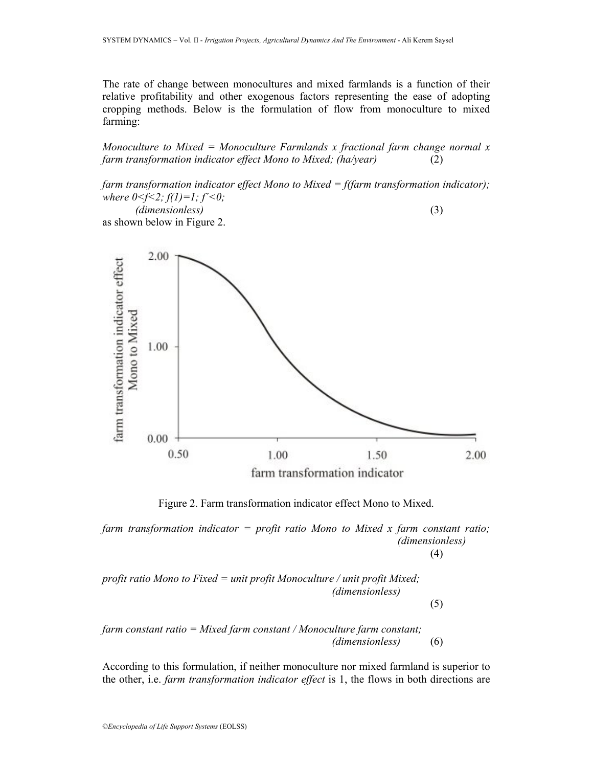The rate of change between monocultures and mixed farmlands is a function of their relative profitability and other exogenous factors representing the ease of adopting cropping methods. Below is the formulation of flow from monoculture to mixed farming:

*Monoculture to Mixed = Monoculture Farmlands x fractional farm change normal x farm transformation indicator effect Mono to Mixed; (ha/year)* (2)

*farm transformation indicator effect Mono to Mixed = f(farm transformation indicator); where* $0<f<2$*;* $f(1)=1$*;* $f'<0$*;*
*(dimensionless)* (3)
as shown below in Figure 2.

Figure 2. Farm transformation indicator effect Mono to Mixed.

*farm transformation indicator = profit ratio Mono to Mixed x farm constant ratio; (dimensionless)* (4)

*profit ratio Mono to Fixed = unit profit Monoculture / unit profit Mixed; (dimensionless)* (5)

*farm constant ratio = Mixed farm constant / Monoculture farm constant; (dimensionless)* (6)

According to this formulation, if neither monoculture nor mixed farmland is superior to the other, i.e. *farm transformation indicator effect* is 1, the flows in both directions are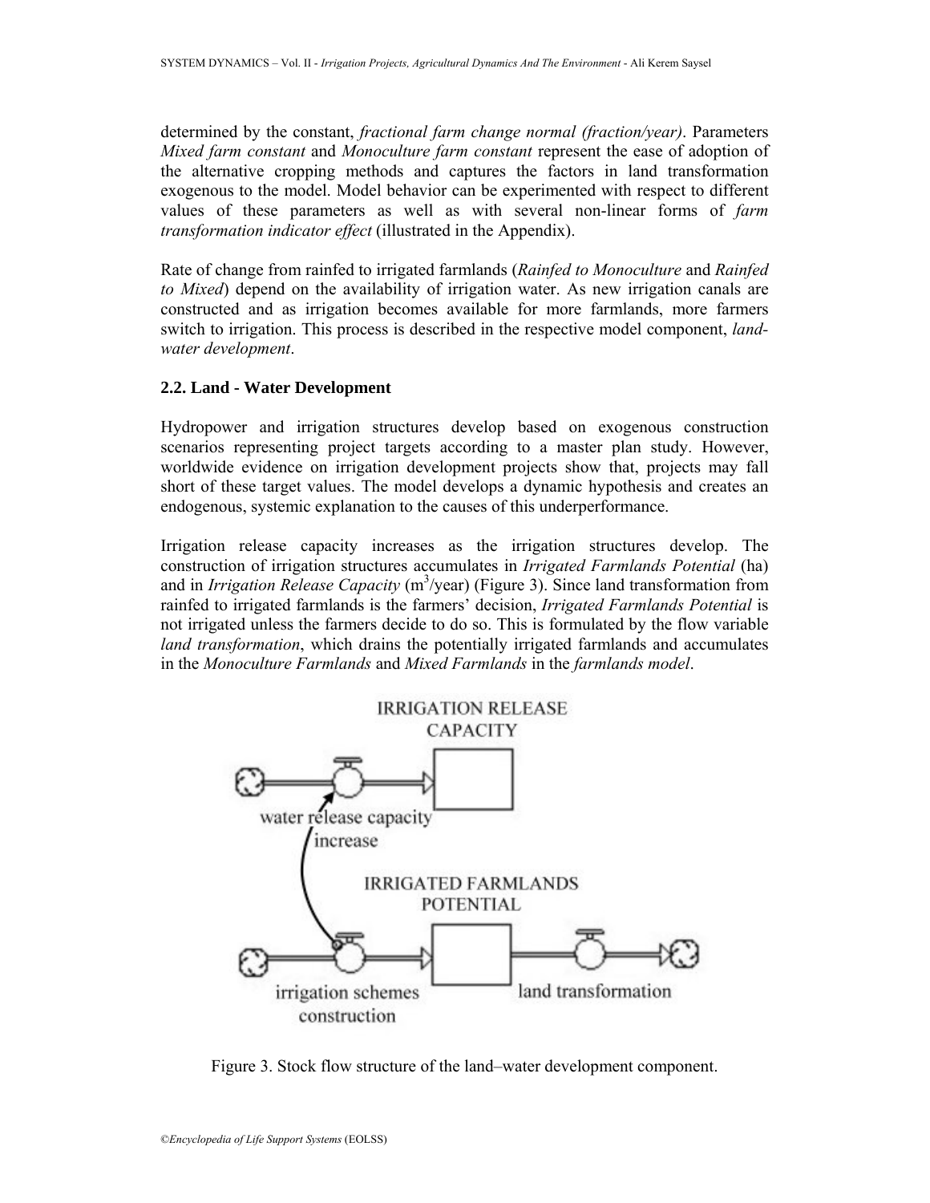determined by the constant, *fractional farm change normal (fraction/year)*. Parameters *Mixed farm constant* and *Monoculture farm constant* represent the ease of adoption of the alternative cropping methods and captures the factors in land transformation exogenous to the model. Model behavior can be experimented with respect to different values of these parameters as well as with several non-linear forms of *farm transformation indicator effect* (illustrated in the Appendix).

Rate of change from rainfed to irrigated farmlands (*Rainfed to Monoculture* and *Rainfed to Mixed*) depend on the availability of irrigation water. As new irrigation canals are constructed and as irrigation becomes available for more farmlands, more farmers switch to irrigation. This process is described in the respective model component, *land-water development*.

### 2.2. Land - Water Development

Hydropower and irrigation structures develop based on exogenous construction scenarios representing project targets according to a master plan study. However, worldwide evidence on irrigation development projects show that, projects may fall short of these target values. The model develops a dynamic hypothesis and creates an endogenous, systemic explanation to the causes of this underperformance.

Irrigation release capacity increases as the irrigation structures develop. The construction of irrigation structures accumulates in *Irrigated Farmlands Potential* (ha) and in *Irrigation Release Capacity* ($m^3$/year) (Figure 3). Since land transformation from rainfed to irrigated farmlands is the farmers' decision, *Irrigated Farmlands Potential* is not irrigated unless the farmers decide to do so. This is formulated by the flow variable *land transformation*, which drains the potentially irrigated farmlands and accumulates in the *Monoculture Farmlands* and *Mixed Farmlands* in the *farmlands model*.

IRRIGATION RELEASE CAPACITY

water release capacity increase

IRRIGATED FARMLANDS POTENTIAL

irrigation schemes construction

land transformation

Figure 3. Stock flow structure of the land–water development component.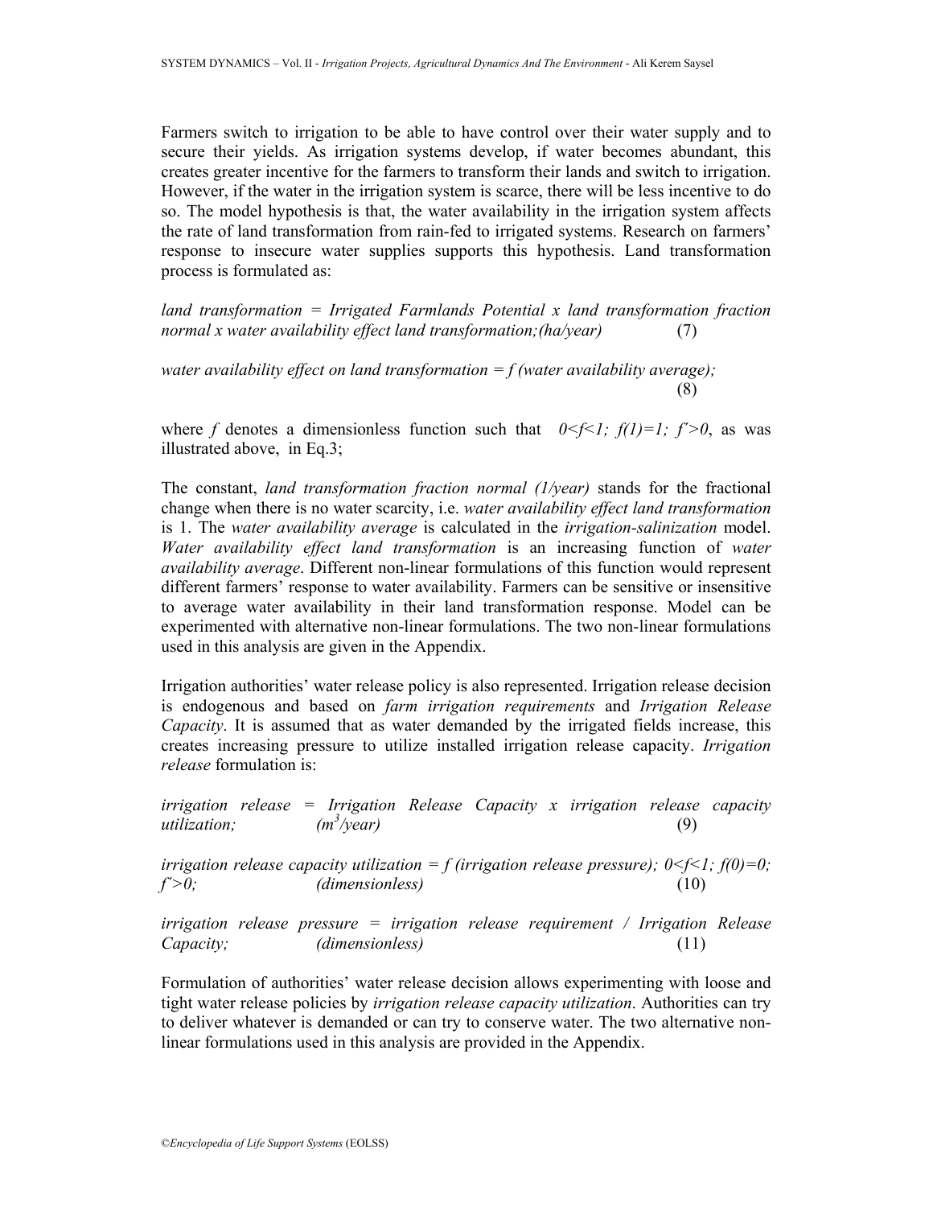Farmers switch to irrigation to be able to have control over their water supply and to secure their yields. As irrigation systems develop, if water becomes abundant, this creates greater incentive for the farmers to transform their lands and switch to irrigation. However, if the water in the irrigation system is scarce, there will be less incentive to do so. The model hypothesis is that, the water availability in the irrigation system affects the rate of land transformation from rain-fed to irrigated systems. Research on farmers' response to insecure water supplies supports this hypothesis. Land transformation process is formulated as:

*land transformation = Irrigated Farmlands Potential x land transformation fraction normal x water availability effect land transformation;(ha/year)* (7)

*water availability effect on land transformation = f (water availability average);* (8)

where *f* denotes a dimensionless function such that $0<f<1$; $f(1)=1$; $f'>0$, as was illustrated above, in Eq.3;

The constant, *land transformation fraction normal (1/year)* stands for the fractional change when there is no water scarcity, i.e. *water availability effect land transformation* is 1. The *water availability average* is calculated in the *irrigation-salinization* model. *Water availability effect land transformation* is an increasing function of *water availability average*. Different non-linear formulations of this function would represent different farmers' response to water availability. Farmers can be sensitive or insensitive to average water availability in their land transformation response. Model can be experimented with alternative non-linear formulations. The two non-linear formulations used in this analysis are given in the Appendix.

Irrigation authorities' water release policy is also represented. Irrigation release decision is endogenous and based on *farm irrigation requirements* and *Irrigation Release Capacity*. It is assumed that as water demanded by the irrigated fields increase, this creates increasing pressure to utilize installed irrigation release capacity. *Irrigation release* formulation is:

*irrigation release = Irrigation Release Capacity x irrigation release capacity utilization;* $(m^3/year)$ (9)

*irrigation release capacity utilization = f (irrigation release pressure);* $0<f<1$; $f(0)=0$; $f'>0$; *(dimensionless)* (10)

*irrigation release pressure = irrigation release requirement / Irrigation Release Capacity; (dimensionless)* (11)

Formulation of authorities' water release decision allows experimenting with loose and tight water release policies by *irrigation release capacity utilization*. Authorities can try to deliver whatever is demanded or can try to conserve water. The two alternative non-linear formulations used in this analysis are provided in the Appendix.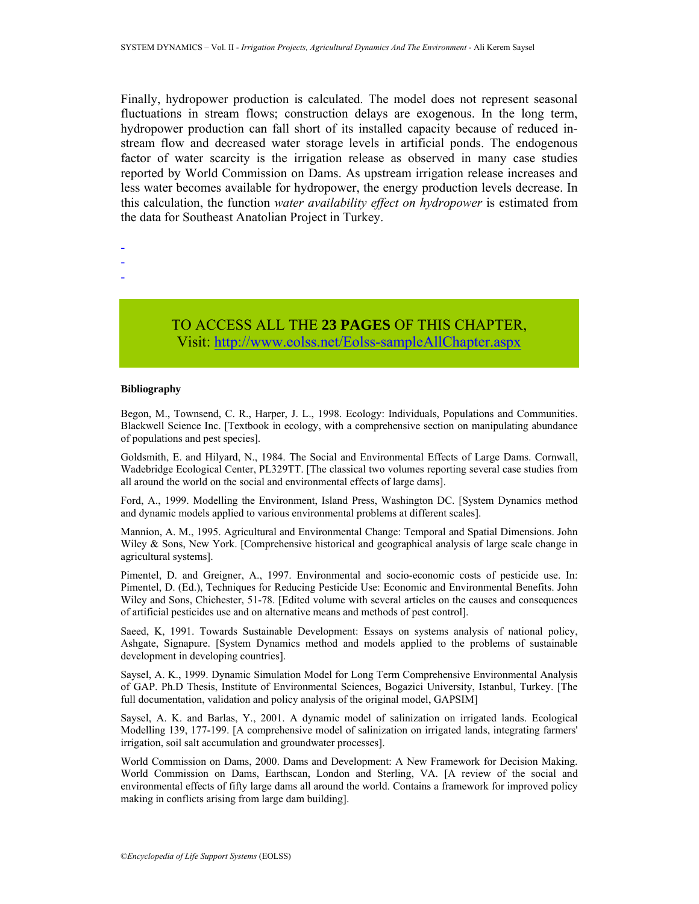Finally, hydropower production is calculated. The model does not represent seasonal fluctuations in stream flows; construction delays are exogenous. In the long term, hydropower production can fall short of its installed capacity because of reduced in-stream flow and decreased water storage levels in artificial ponds. The endogenous factor of water scarcity is the irrigation release as observed in many case studies reported by World Commission on Dams. As upstream irrigation release increases and less water becomes available for hydropower, the energy production levels decrease. In this calculation, the function *water availability effect on hydropower* is estimated from the data for Southeast Anatolian Project in Turkey.

-
-
-

TO ACCESS ALL THE **23 PAGES** OF THIS CHAPTER,
Visit: http://www.eolss.net/Eolss-sampleAllChapter.aspx

**Bibliography**

Begon, M., Townsend, C. R., Harper, J. L., 1998. Ecology: Individuals, Populations and Communities. Blackwell Science Inc. [Textbook in ecology, with a comprehensive section on manipulating abundance of populations and pest species].

Goldsmith, E. and Hilyard, N., 1984. The Social and Environmental Effects of Large Dams. Cornwall, Wadebridge Ecological Center, PL329TT. [The classical two volumes reporting several case studies from all around the world on the social and environmental effects of large dams].

Ford, A., 1999. Modelling the Environment, Island Press, Washington DC. [System Dynamics method and dynamic models applied to various environmental problems at different scales].

Mannion, A. M., 1995. Agricultural and Environmental Change: Temporal and Spatial Dimensions. John Wiley & Sons, New York. [Comprehensive historical and geographical analysis of large scale change in agricultural systems].

Pimentel, D. and Greigner, A., 1997. Environmental and socio-economic costs of pesticide use. In: Pimentel, D. (Ed.), Techniques for Reducing Pesticide Use: Economic and Environmental Benefits. John Wiley and Sons, Chichester, 51-78. [Edited volume with several articles on the causes and consequences of artificial pesticides use and on alternative means and methods of pest control].

Saeed, K, 1991. Towards Sustainable Development: Essays on systems analysis of national policy, Ashgate, Signapure. [System Dynamics method and models applied to the problems of sustainable development in developing countries].

Saysel, A. K., 1999. Dynamic Simulation Model for Long Term Comprehensive Environmental Analysis of GAP. Ph.D Thesis, Institute of Environmental Sciences, Bogazici University, Istanbul, Turkey. [The full documentation, validation and policy analysis of the original model, GAPSIM]

Saysel, A. K. and Barlas, Y., 2001. A dynamic model of salinization on irrigated lands. Ecological Modelling 139, 177-199. [A comprehensive model of salinization on irrigated lands, integrating farmers' irrigation, soil salt accumulation and groundwater processes].

World Commission on Dams, 2000. Dams and Development: A New Framework for Decision Making. World Commission on Dams, Earthscan, London and Sterling, VA. [A review of the social and environmental effects of fifty large dams all around the world. Contains a framework for improved policy making in conflicts arising from large dam building].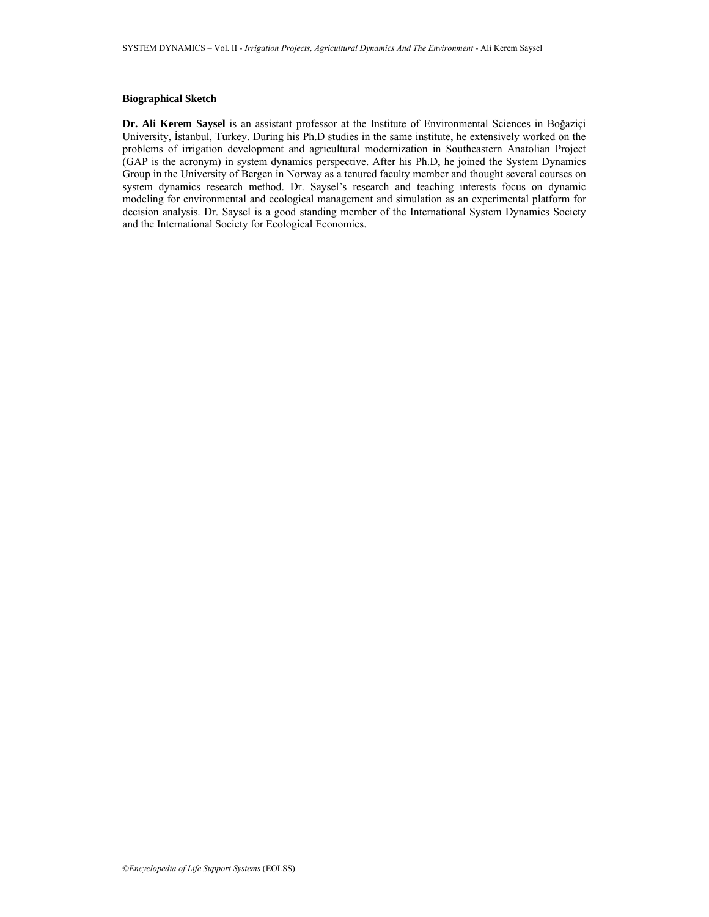### Biographical Sketch

**Dr. Ali Kerem Saysel** is an assistant professor at the Institute of Environmental Sciences in Boğaziçi University, İstanbul, Turkey. During his Ph.D studies in the same institute, he extensively worked on the problems of irrigation development and agricultural modernization in Southeastern Anatolian Project (GAP is the acronym) in system dynamics perspective. After his Ph.D, he joined the System Dynamics Group in the University of Bergen in Norway as a tenured faculty member and thought several courses on system dynamics research method. Dr. Saysel's research and teaching interests focus on dynamic modeling for environmental and ecological management and simulation as an experimental platform for decision analysis. Dr. Saysel is a good standing member of the International System Dynamics Society and the International Society for Ecological Economics.